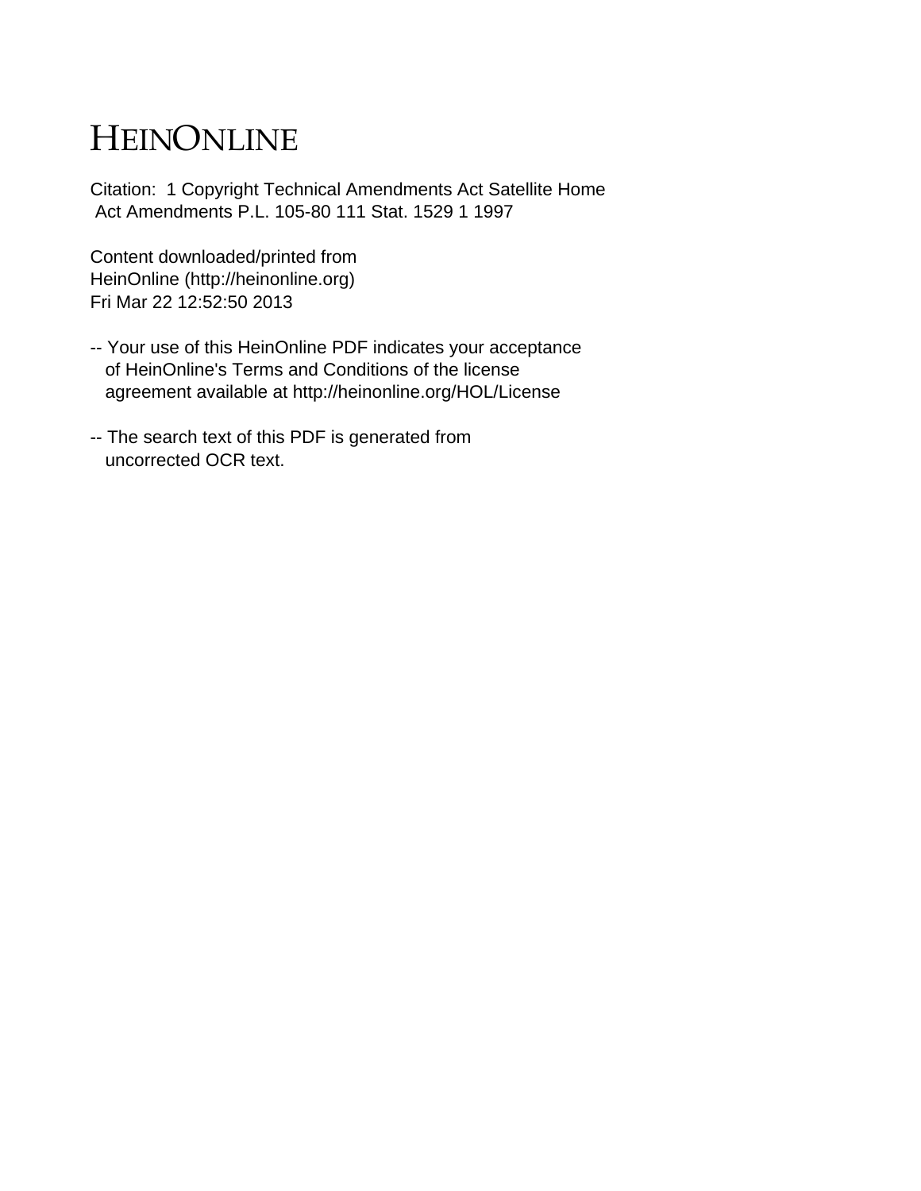# HEINONLINE

Citation: 1 Copyright Technical Amendments Act Satellite Home Act Amendments P.L. 105-80 111 Stat. 1529 1 1997

Content downloaded/printed from
HeinOnline (http://heinonline.org)
Fri Mar 22 12:52:50 2013

-- Your use of this HeinOnline PDF indicates your acceptance of HeinOnline's Terms and Conditions of the license agreement available at http://heinonline.org/HOL/License

-- The search text of this PDF is generated from uncorrected OCR text.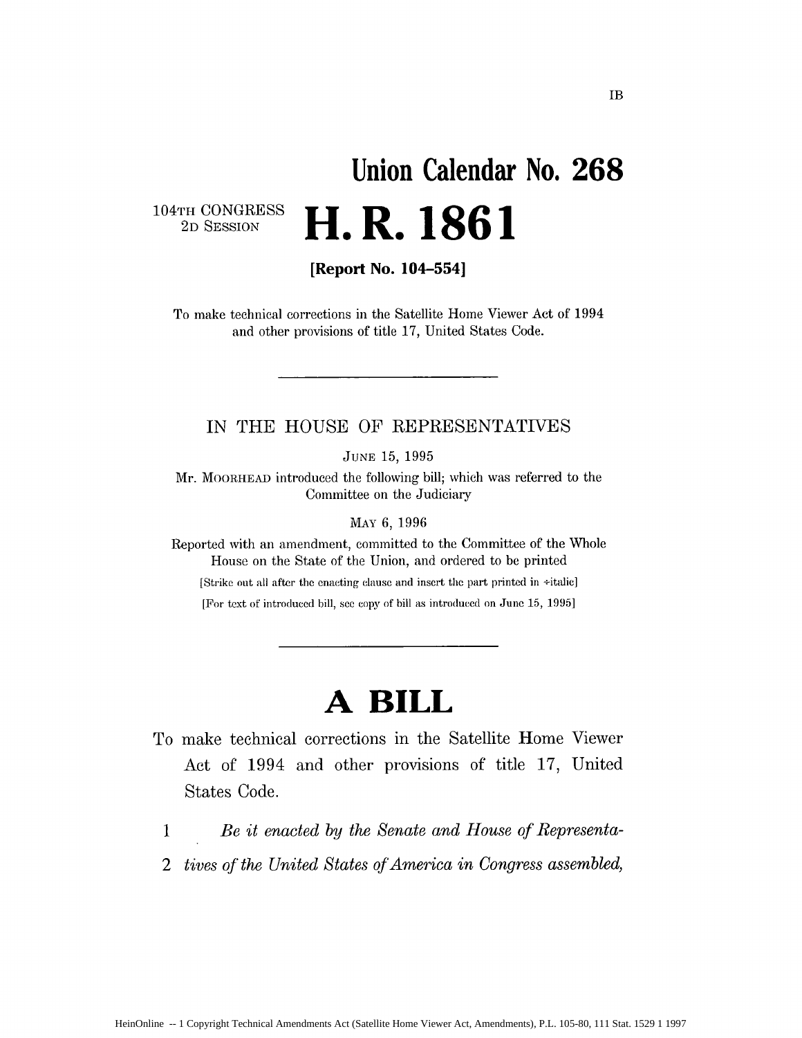IB

# Union Calendar No. 268

104TH CONGRESS
2D SESSION

# H. R. 1861

**[Report No. 104–554]**

To make technical corrections in the Satellite Home Viewer Act of 1994 and other provisions of title 17, United States Code.

---

IN THE HOUSE OF REPRESENTATIVES

JUNE 15, 1995

Mr. MOORHEAD introduced the following bill; which was referred to the Committee on the Judiciary

MAY 6, 1996

Reported with an amendment, committed to the Committee of the Whole House on the State of the Union, and ordered to be printed

[Strike out all after the enacting clause and insert the part printed in italic]

[For text of introduced bill, see copy of bill as introduced on June 15, 1995]

---

# A BILL

To make technical corrections in the Satellite Home Viewer Act of 1994 and other provisions of title 17, United States Code.

1 *Be it enacted by the Senate and House of Representa-*
2 *tives of the United States of America in Congress assembled,*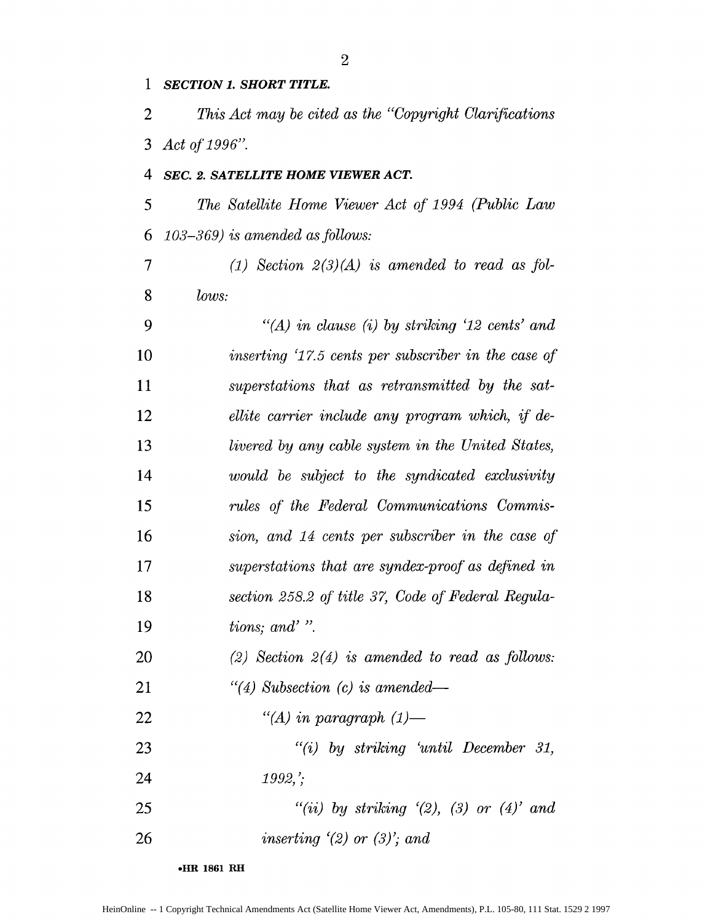***SECTION 1. SHORT TITLE.***

*This Act may be cited as the "Copyright Clarifications Act of 1996".*

***SEC. 2. SATELLITE HOME VIEWER ACT.***

*The Satellite Home Viewer Act of 1994 (Public Law 103–369) is amended as follows:*

*(1) Section 2(3)(A) is amended to read as follows:*

*"(A) in clause (i) by striking '12 cents' and inserting '17.5 cents per subscriber in the case of superstations that as retransmitted by the satellite carrier include any program which, if delivered by any cable system in the United States, would be subject to the syndicated exclusivity rules of the Federal Communications Commission, and 14 cents per subscriber in the case of superstations that are syndex-proof as defined in section 258.2 of title 37, Code of Federal Regulations; and' ".*

*(2) Section 2(4) is amended to read as follows:*

*"(4) Subsection (c) is amended—*

*"(A) in paragraph (1)—*

*"(i) by striking 'until December 31, 1992,';*

*"(ii) by striking '(2), (3) or (4)' and inserting '(2) or (3)'; and*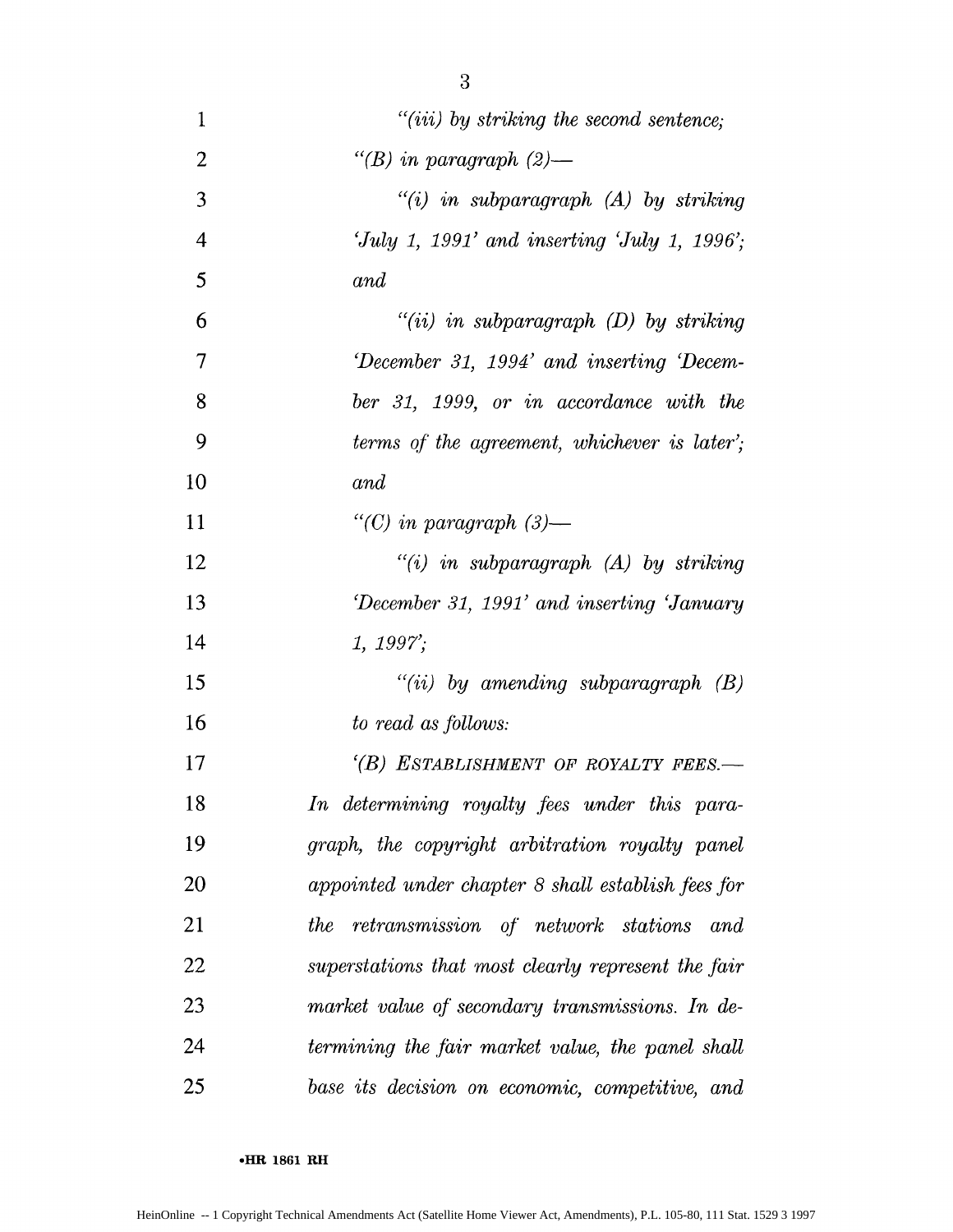*"(iii) by striking the second sentence;*

*"(B) in paragraph (2)—*

*"(i) in subparagraph (A) by striking 'July 1, 1991' and inserting 'July 1, 1996'; and*

*"(ii) in subparagraph (D) by striking 'December 31, 1994' and inserting 'December 31, 1999, or in accordance with the terms of the agreement, whichever is later'; and*

*"(C) in paragraph (3)—*

*"(i) in subparagraph (A) by striking 'December 31, 1991' and inserting 'January 1, 1997';*

*"(ii) by amending subparagraph (B) to read as follows:*

*'(B) ESTABLISHMENT OF ROYALTY FEES.—In determining royalty fees under this paragraph, the copyright arbitration royalty panel appointed under chapter 8 shall establish fees for the retransmission of network stations and superstations that most clearly represent the fair market value of secondary transmissions. In determining the fair market value, the panel shall base its decision on economic, competitive, and*

•HR 1861 RH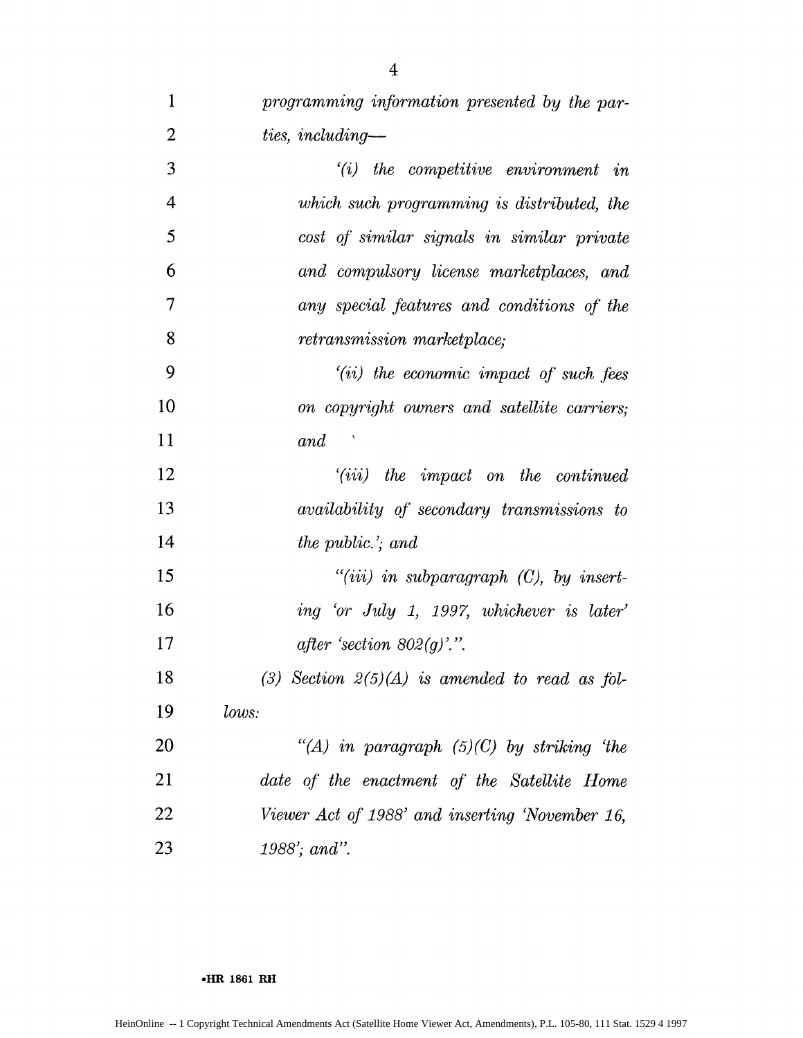*programming information presented by the parties, including—*

*'(i) the competitive environment in which such programming is distributed, the cost of similar signals in similar private and compulsory license marketplaces, and any special features and conditions of the retransmission marketplace;*

*'(ii) the economic impact of such fees on copyright owners and satellite carriers; and*

*'(iii) the impact on the continued availability of secondary transmissions to the public.'; and*

*"(iii) in subparagraph (C), by inserting 'or July 1, 1997, whichever is later' after 'section 802(g)'.".*

*(3) Section 2(5)(A) is amended to read as follows:*

*"(A) in paragraph (5)(C) by striking 'the date of the enactment of the Satellite Home Viewer Act of 1988' and inserting 'November 16, 1988'; and".*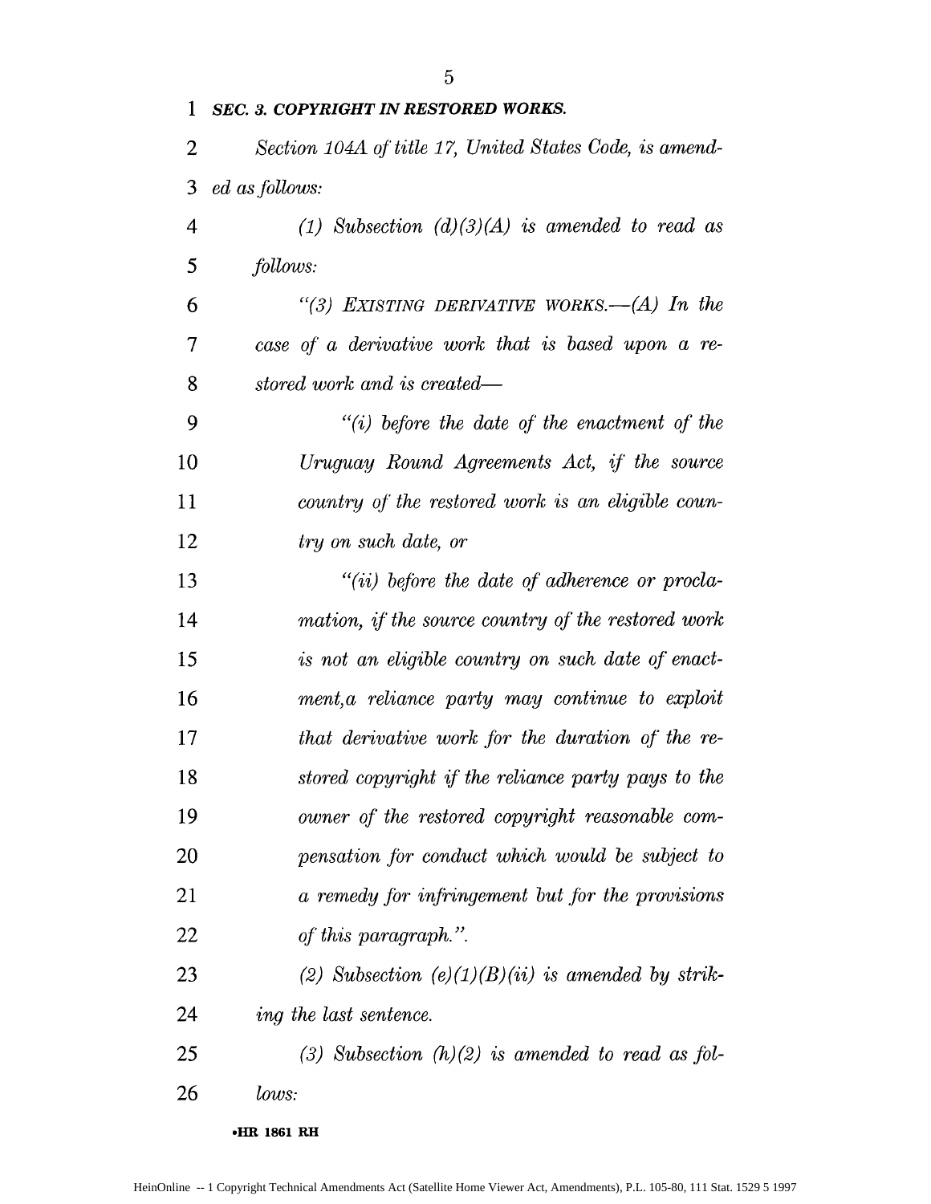***SEC. 3. COPYRIGHT IN RESTORED WORKS.***

*Section 104A of title 17, United States Code, is amended as follows:*

*(1) Subsection (d)(3)(A) is amended to read as follows:*

*"(3) EXISTING DERIVATIVE WORKS.—(A) In the case of a derivative work that is based upon a restored work and is created—*

*"(i) before the date of the enactment of the Uruguay Round Agreements Act, if the source country of the restored work is an eligible country on such date, or*

*"(ii) before the date of adherence or proclamation, if the source country of the restored work is not an eligible country on such date of enactment,a reliance party may continue to exploit that derivative work for the duration of the restored copyright if the reliance party pays to the owner of the restored copyright reasonable compensation for conduct which would be subject to a remedy for infringement but for the provisions of this paragraph.".*

*(2) Subsection (e)(1)(B)(ii) is amended by striking the last sentence.*

*(3) Subsection (h)(2) is amended to read as follows:*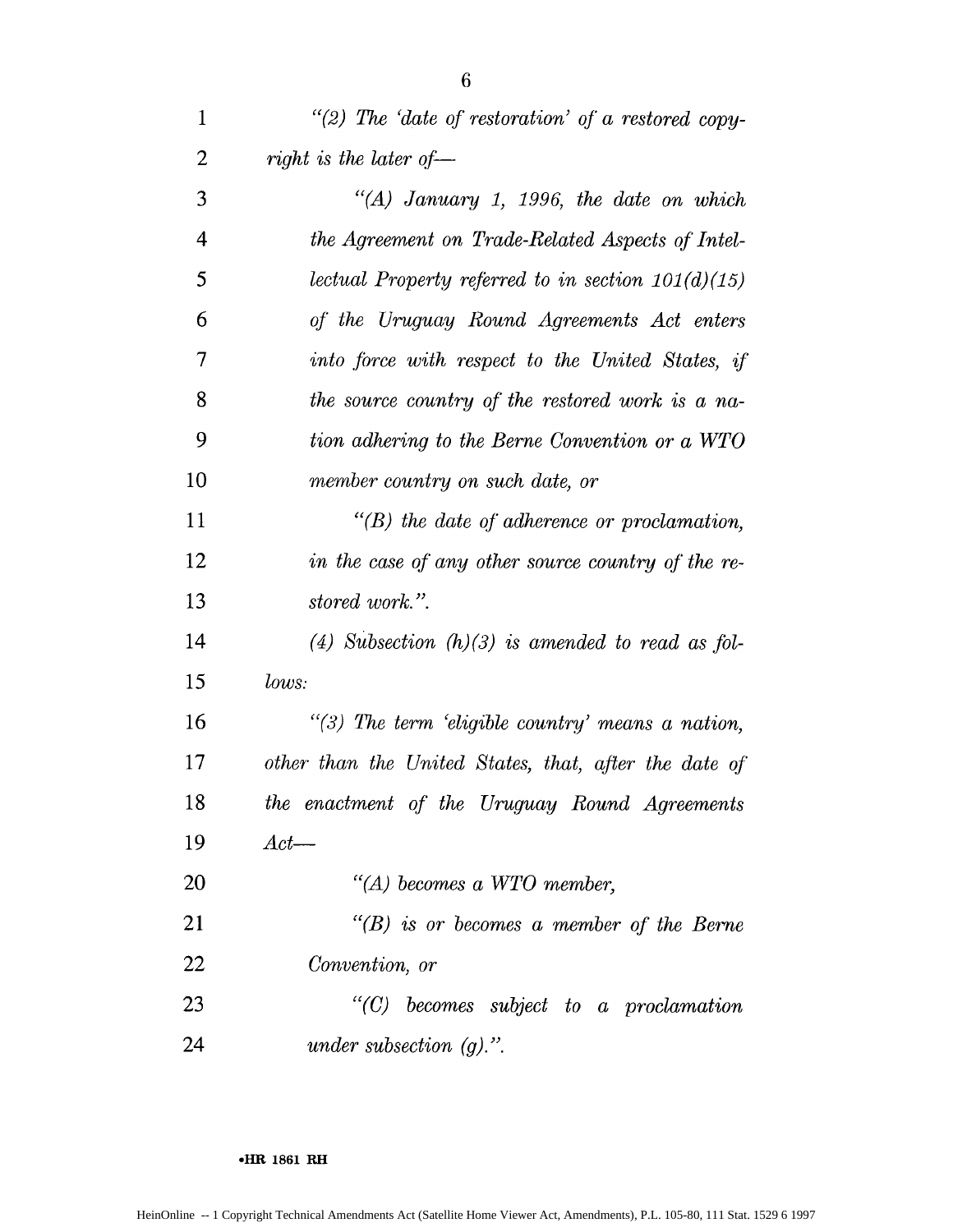*"(2) The 'date of restoration' of a restored copyright is the later of—*

*"(A) January 1, 1996, the date on which the Agreement on Trade-Related Aspects of Intellectual Property referred to in section 101(d)(15) of the Uruguay Round Agreements Act enters into force with respect to the United States, if the source country of the restored work is a nation adhering to the Berne Convention or a WTO member country on such date, or*

*"(B) the date of adherence or proclamation, in the case of any other source country of the restored work.".*

*(4) Subsection (h)(3) is amended to read as follows:*

*"(3) The term 'eligible country' means a nation, other than the United States, that, after the date of the enactment of the Uruguay Round Agreements Act—*

*"(A) becomes a WTO member,*

*"(B) is or becomes a member of the Berne Convention, or*

*"(C) becomes subject to a proclamation under subsection (g).".*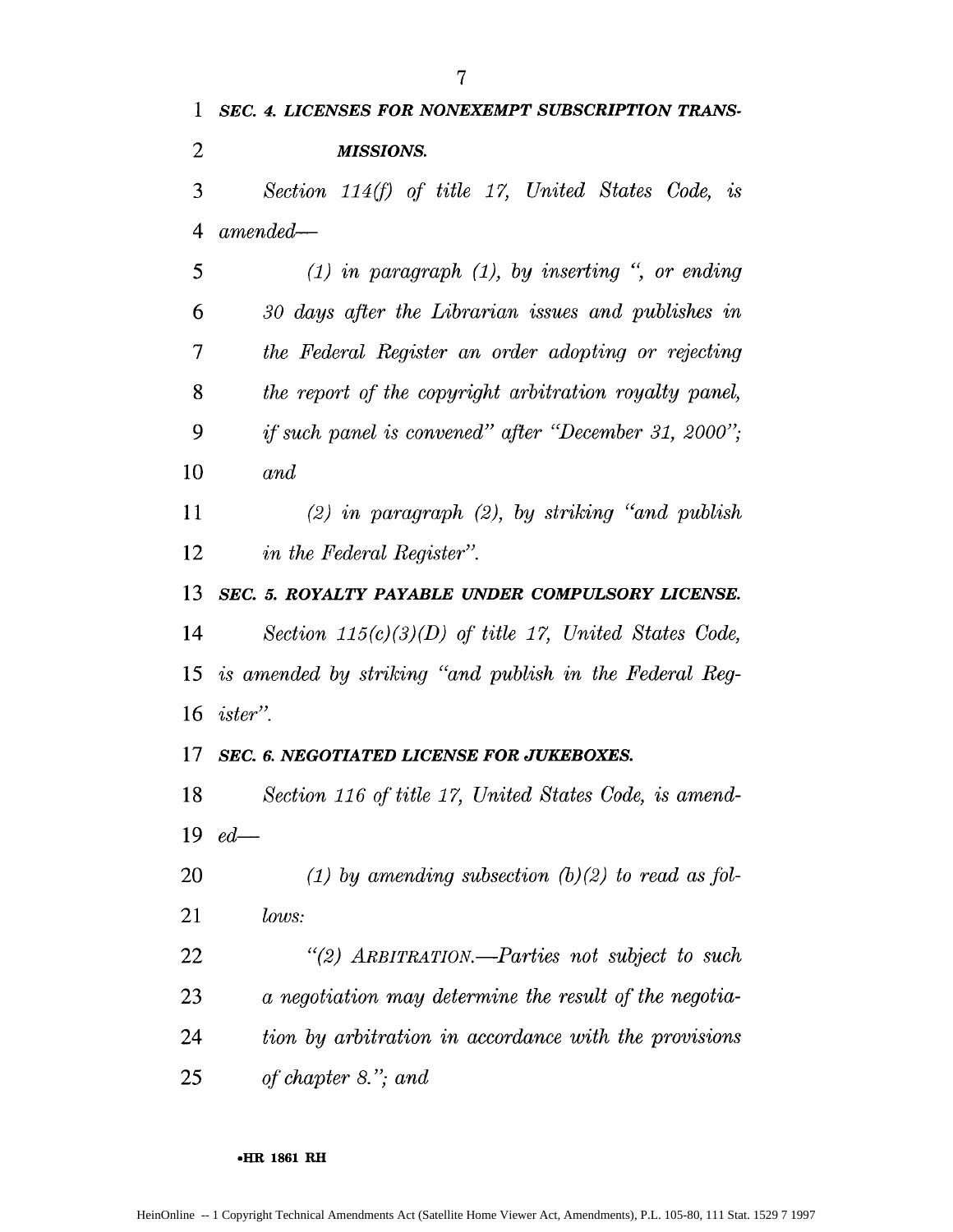***SEC. 4. LICENSES FOR NONEXEMPT SUBSCRIPTION TRANSMISSIONS.***

*Section 114(f) of title 17, United States Code, is amended—*

*(1) in paragraph (1), by inserting ", or ending 30 days after the Librarian issues and publishes in the Federal Register an order adopting or rejecting the report of the copyright arbitration royalty panel, if such panel is convened" after "December 31, 2000"; and*

*(2) in paragraph (2), by striking "and publish in the Federal Register".*

***SEC. 5. ROYALTY PAYABLE UNDER COMPULSORY LICENSE.***

*Section 115(c)(3)(D) of title 17, United States Code, is amended by striking "and publish in the Federal Register".*

***SEC. 6. NEGOTIATED LICENSE FOR JUKEBOXES.***

*Section 116 of title 17, United States Code, is amended—*

*(1) by amending subsection (b)(2) to read as follows:*

*"(2) ARBITRATION.—Parties not subject to such a negotiation may determine the result of the negotiation by arbitration in accordance with the provisions of chapter 8."; and*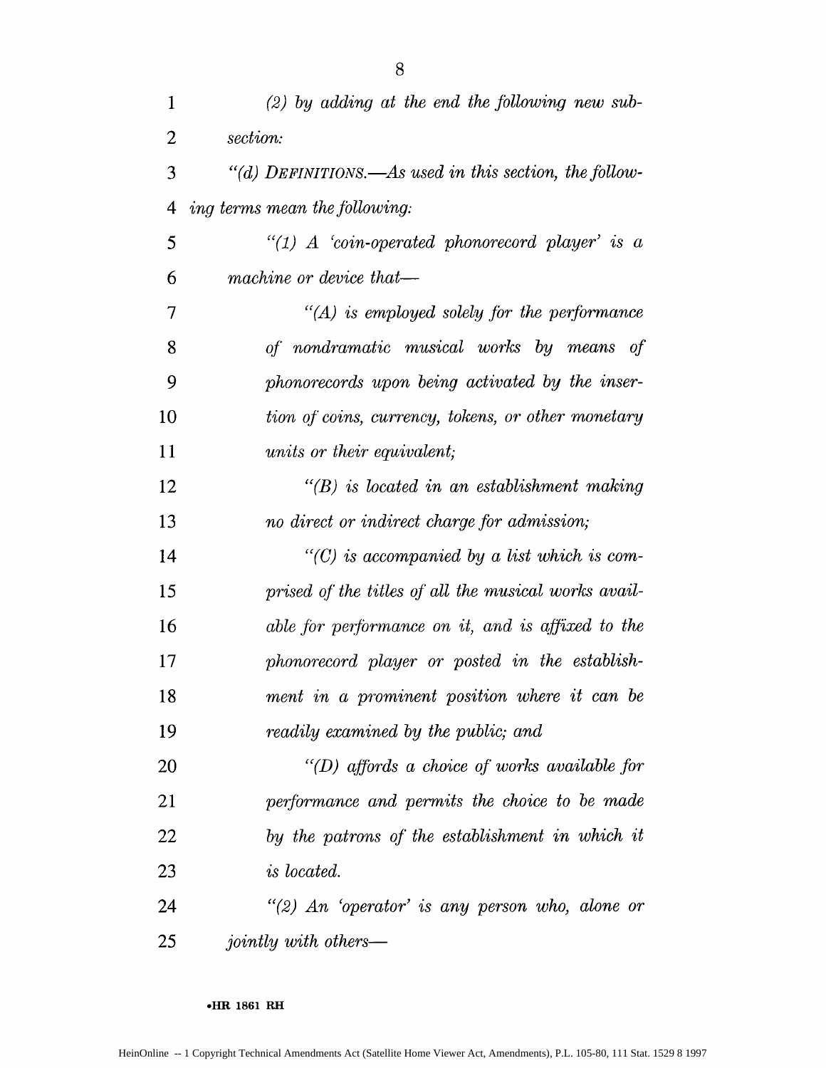*(2) by adding at the end the following new subsection:*

*"(d) DEFINITIONS.—As used in this section, the following terms mean the following:*

*"(1) A 'coin-operated phonorecord player' is a machine or device that—*

*"(A) is employed solely for the performance of nondramatic musical works by means of phonorecords upon being activated by the insertion of coins, currency, tokens, or other monetary units or their equivalent;*

*"(B) is located in an establishment making no direct or indirect charge for admission;*

*"(C) is accompanied by a list which is comprised of the titles of all the musical works available for performance on it, and is affixed to the phonorecord player or posted in the establishment in a prominent position where it can be readily examined by the public; and*

*"(D) affords a choice of works available for performance and permits the choice to be made by the patrons of the establishment in which it is located.*

*"(2) An 'operator' is any person who, alone or jointly with others—*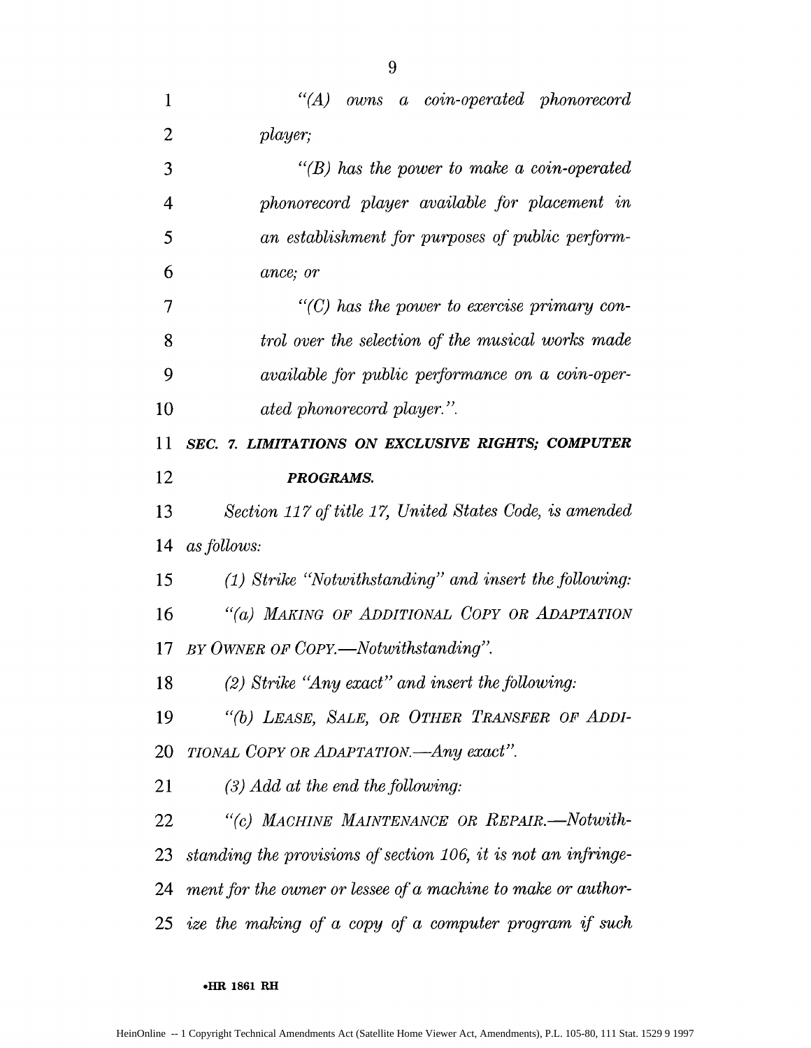*"(A) owns a coin-operated phonorecord player;*

*"(B) has the power to make a coin-operated phonorecord player available for placement in an establishment for purposes of public performance; or*

*"(C) has the power to exercise primary control over the selection of the musical works made available for public performance on a coin-operated phonorecord player.".*

***SEC. 7. LIMITATIONS ON EXCLUSIVE RIGHTS; COMPUTER PROGRAMS.***

*Section 117 of title 17, United States Code, is amended as follows:*

*(1) Strike "Notwithstanding" and insert the following:*

*"(a) MAKING OF ADDITIONAL COPY OR ADAPTATION BY OWNER OF COPY.—Notwithstanding".*

*(2) Strike "Any exact" and insert the following:*

*"(b) LEASE, SALE, OR OTHER TRANSFER OF ADDITIONAL COPY OR ADAPTATION.—Any exact".*

*(3) Add at the end the following:*

*"(c) MACHINE MAINTENANCE OR REPAIR.—Notwithstanding the provisions of section 106, it is not an infringement for the owner or lessee of a machine to make or authorize the making of a copy of a computer program if such*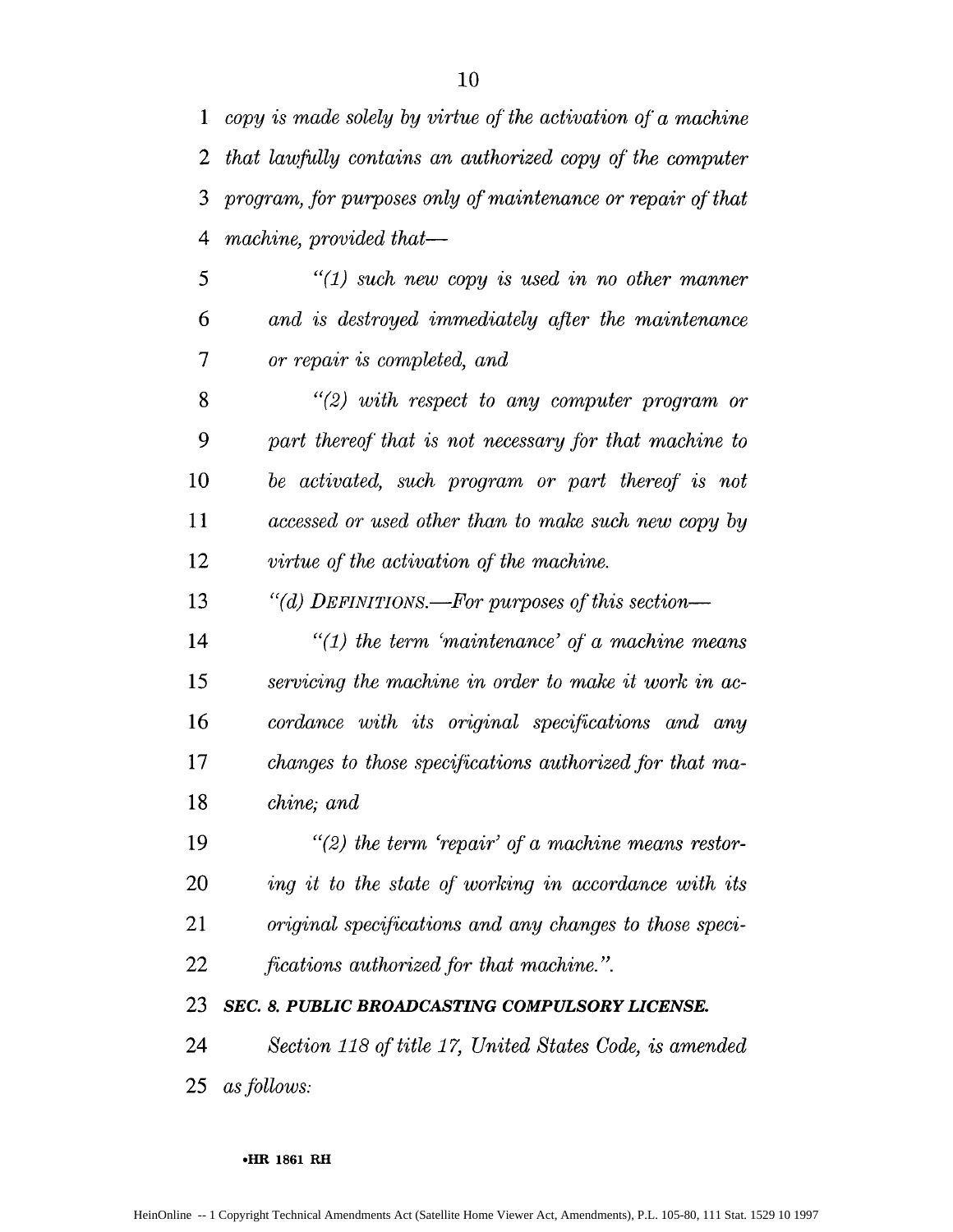*copy is made solely by virtue of the activation of a machine that lawfully contains an authorized copy of the computer program, for purposes only of maintenance or repair of that machine, provided that—*

*"(1) such new copy is used in no other manner and is destroyed immediately after the maintenance or repair is completed, and*

*"(2) with respect to any computer program or part thereof that is not necessary for that machine to be activated, such program or part thereof is not accessed or used other than to make such new copy by virtue of the activation of the machine.*

*"(d) DEFINITIONS.—For purposes of this section—*

*"(1) the term 'maintenance' of a machine means servicing the machine in order to make it work in accordance with its original specifications and any changes to those specifications authorized for that machine; and*

*"(2) the term 'repair' of a machine means restoring it to the state of working in accordance with its original specifications and any changes to those specifications authorized for that machine.".*

***SEC. 8. PUBLIC BROADCASTING COMPULSORY LICENSE.***

*Section 118 of title 17, United States Code, is amended as follows:*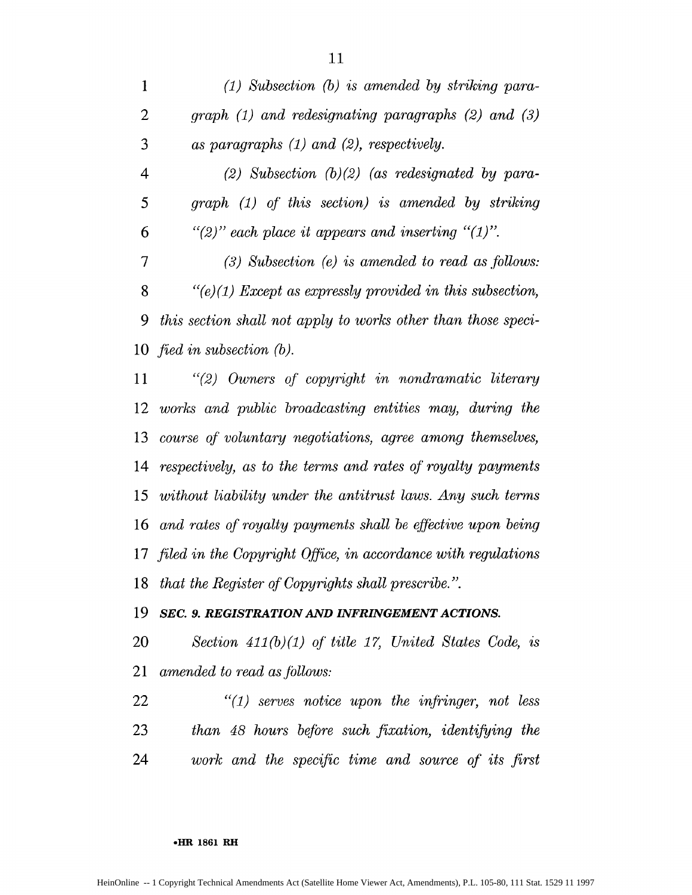*(1) Subsection (b) is amended by striking paragraph (1) and redesignating paragraphs (2) and (3) as paragraphs (1) and (2), respectively.*

*(2) Subsection (b)(2) (as redesignated by paragraph (1) of this section) is amended by striking "(2)" each place it appears and inserting "(1)".*

*(3) Subsection (e) is amended to read as follows:*

*"(e)(1) Except as expressly provided in this subsection, this section shall not apply to works other than those specified in subsection (b).*

*"(2) Owners of copyright in nondramatic literary works and public broadcasting entities may, during the course of voluntary negotiations, agree among themselves, respectively, as to the terms and rates of royalty payments without liability under the antitrust laws. Any such terms and rates of royalty payments shall be effective upon being filed in the Copyright Office, in accordance with regulations that the Register of Copyrights shall prescribe.".*

***SEC. 9. REGISTRATION AND INFRINGEMENT ACTIONS.***

*Section 411(b)(1) of title 17, United States Code, is amended to read as follows:*

*"(1) serves notice upon the infringer, not less than 48 hours before such fixation, identifying the work and the specific time and source of its first*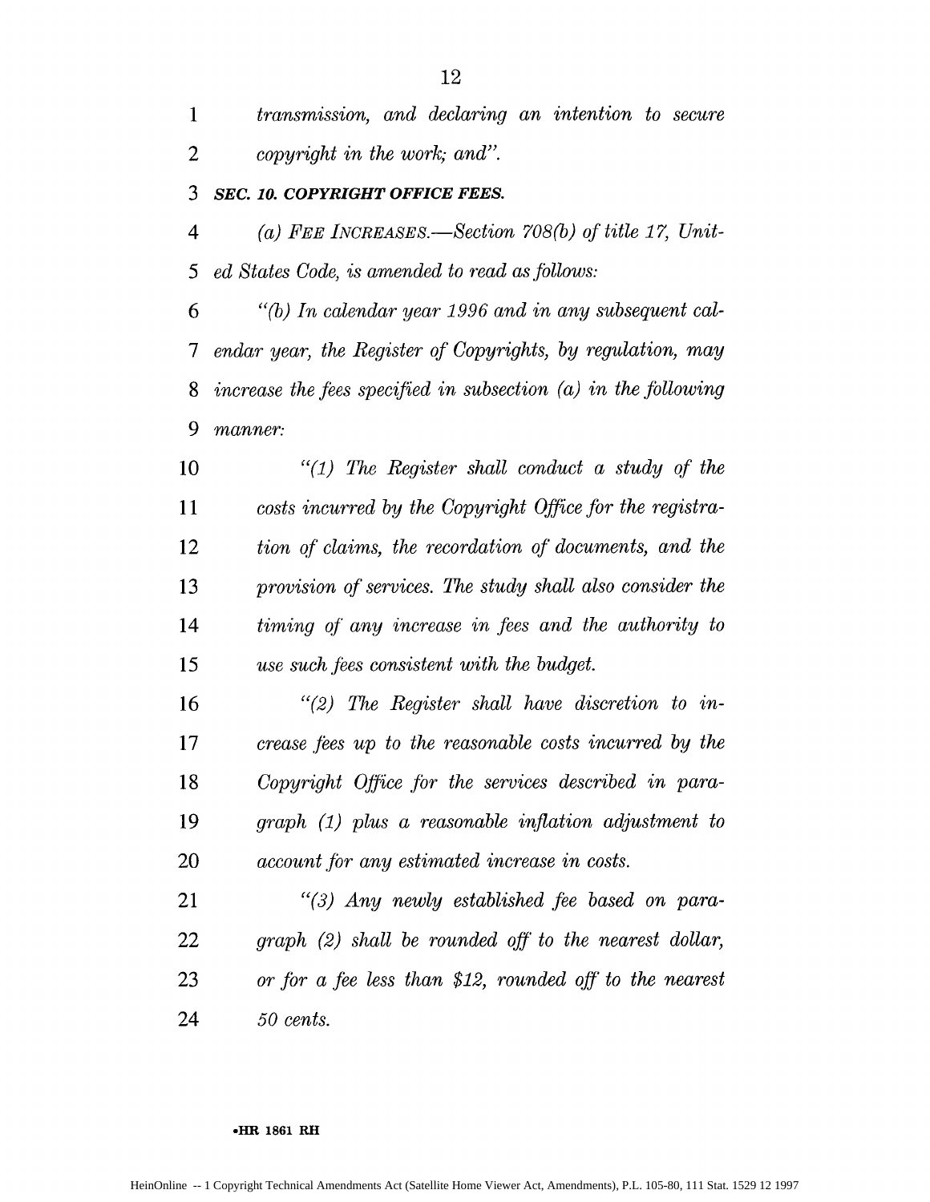*transmission, and declaring an intention to secure copyright in the work; and".*

***SEC. 10. COPYRIGHT OFFICE FEES.***

*(a) FEE INCREASES.—Section 708(b) of title 17, United States Code, is amended to read as follows:*

*"(b) In calendar year 1996 and in any subsequent calendar year, the Register of Copyrights, by regulation, may increase the fees specified in subsection (a) in the following manner:*

*"(1) The Register shall conduct a study of the costs incurred by the Copyright Office for the registration of claims, the recordation of documents, and the provision of services. The study shall also consider the timing of any increase in fees and the authority to use such fees consistent with the budget.*

*"(2) The Register shall have discretion to increase fees up to the reasonable costs incurred by the Copyright Office for the services described in paragraph (1) plus a reasonable inflation adjustment to account for any estimated increase in costs.*

*"(3) Any newly established fee based on paragraph (2) shall be rounded off to the nearest dollar, or for a fee less than $12, rounded off to the nearest 50 cents.*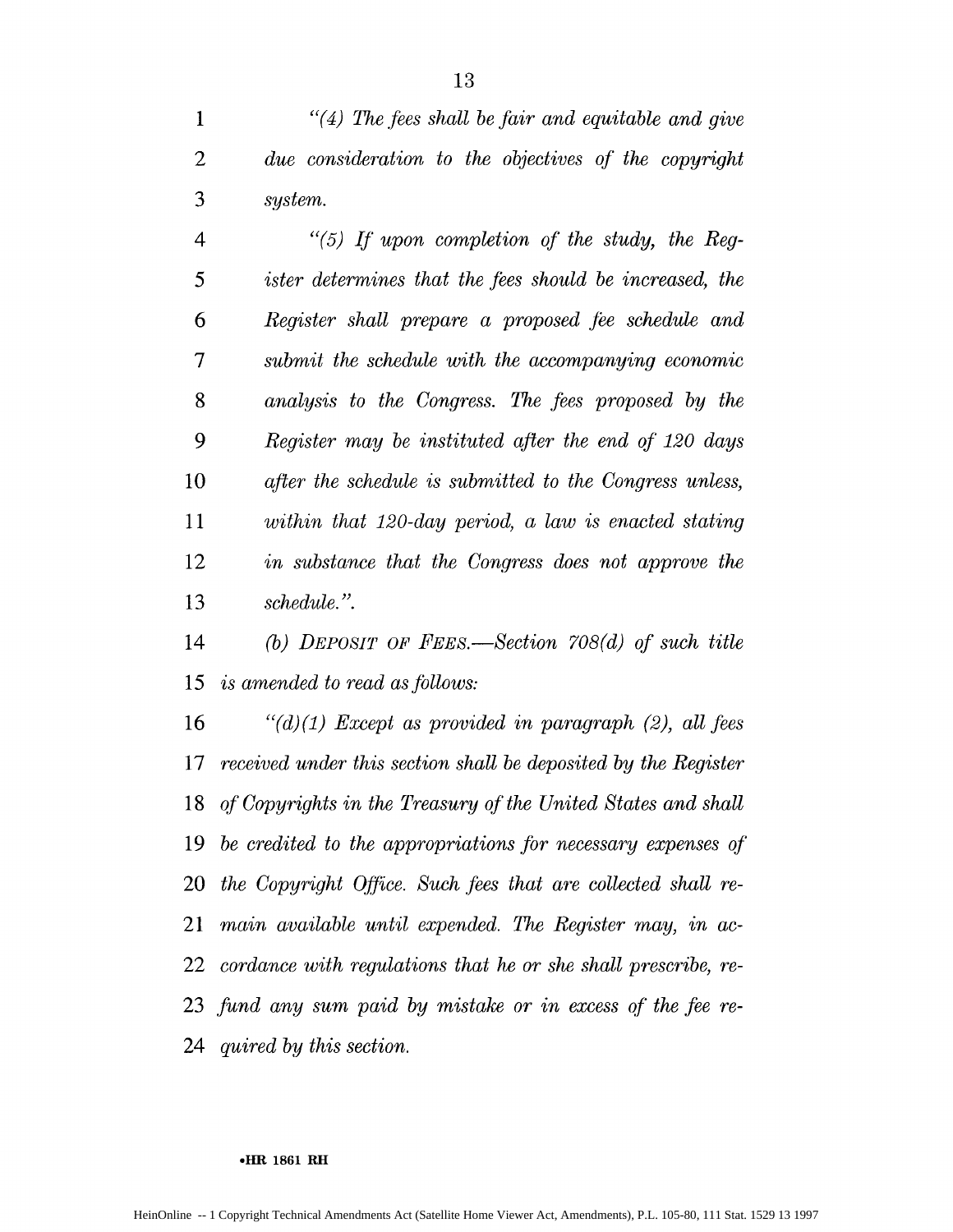*"(4) The fees shall be fair and equitable and give due consideration to the objectives of the copyright system.*

*"(5) If upon completion of the study, the Register determines that the fees should be increased, the Register shall prepare a proposed fee schedule and submit the schedule with the accompanying economic analysis to the Congress. The fees proposed by the Register may be instituted after the end of 120 days after the schedule is submitted to the Congress unless, within that 120-day period, a law is enacted stating in substance that the Congress does not approve the schedule.".*

*(b) DEPOSIT OF FEES.—Section 708(d) of such title is amended to read as follows:*

*"(d)(1) Except as provided in paragraph (2), all fees received under this section shall be deposited by the Register of Copyrights in the Treasury of the United States and shall be credited to the appropriations for necessary expenses of the Copyright Office. Such fees that are collected shall remain available until expended. The Register may, in accordance with regulations that he or she shall prescribe, refund any sum paid by mistake or in excess of the fee required by this section.*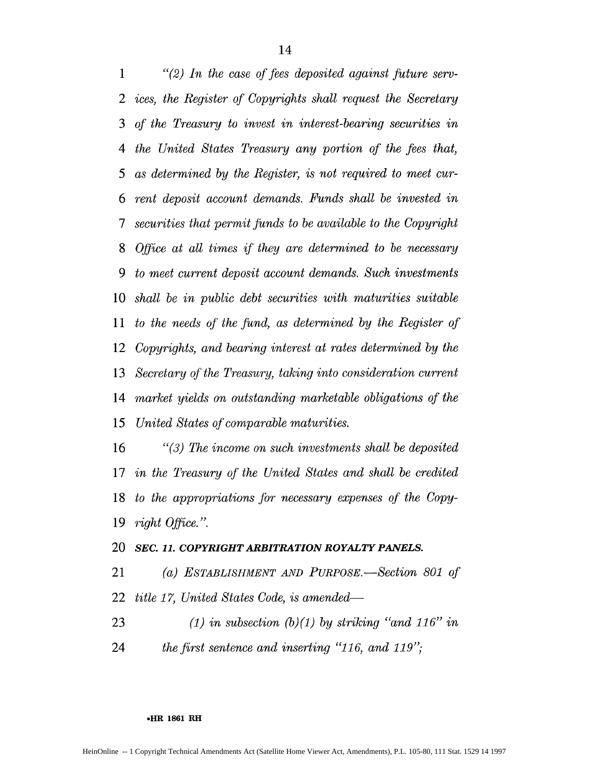*"(2) In the case of fees deposited against future services, the Register of Copyrights shall request the Secretary of the Treasury to invest in interest-bearing securities in the United States Treasury any portion of the fees that, as determined by the Register, is not required to meet current deposit account demands. Funds shall be invested in securities that permit funds to be available to the Copyright Office at all times if they are determined to be necessary to meet current deposit account demands. Such investments shall be in public debt securities with maturities suitable to the needs of the fund, as determined by the Register of Copyrights, and bearing interest at rates determined by the Secretary of the Treasury, taking into consideration current market yields on outstanding marketable obligations of the United States of comparable maturities.*

*"(3) The income on such investments shall be deposited in the Treasury of the United States and shall be credited to the appropriations for necessary expenses of the Copyright Office.".*

***SEC. 11. COPYRIGHT ARBITRATION ROYALTY PANELS.***

*(a) ESTABLISHMENT AND PURPOSE.—Section 801 of title 17, United States Code, is amended—*

*(1) in subsection (b)(1) by striking "and 116" in the first sentence and inserting "116, and 119";*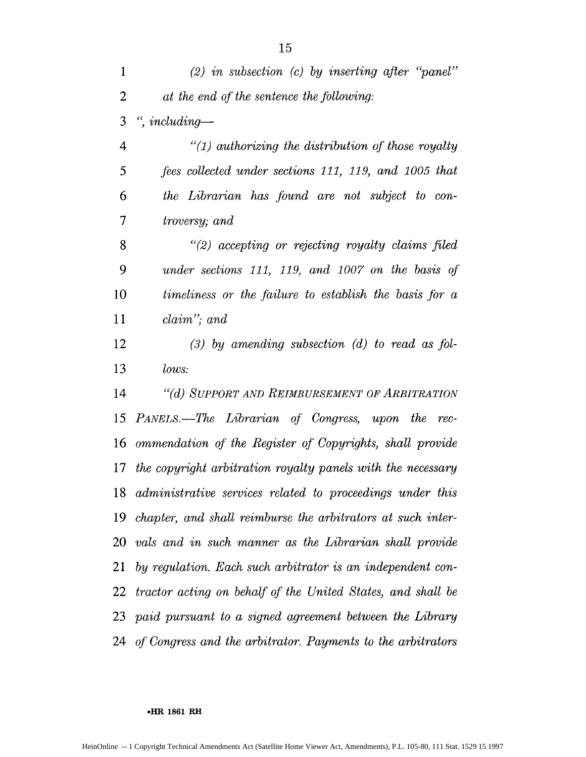*(2) in subsection (c) by inserting after "panel" at the end of the sentence the following:*

*", including—*

*"(1) authorizing the distribution of those royalty fees collected under sections 111, 119, and 1005 that the Librarian has found are not subject to controversy; and*

*"(2) accepting or rejecting royalty claims filed under sections 111, 119, and 1007 on the basis of timeliness or the failure to establish the basis for a claim"; and*

*(3) by amending subsection (d) to read as follows:*

*"(d) SUPPORT AND REIMBURSEMENT OF ARBITRATION PANELS.—The Librarian of Congress, upon the recommendation of the Register of Copyrights, shall provide the copyright arbitration royalty panels with the necessary administrative services related to proceedings under this chapter, and shall reimburse the arbitrators at such intervals and in such manner as the Librarian shall provide by regulation. Each such arbitrator is an independent contractor acting on behalf of the United States, and shall be paid pursuant to a signed agreement between the Library of Congress and the arbitrator. Payments to the arbitrators*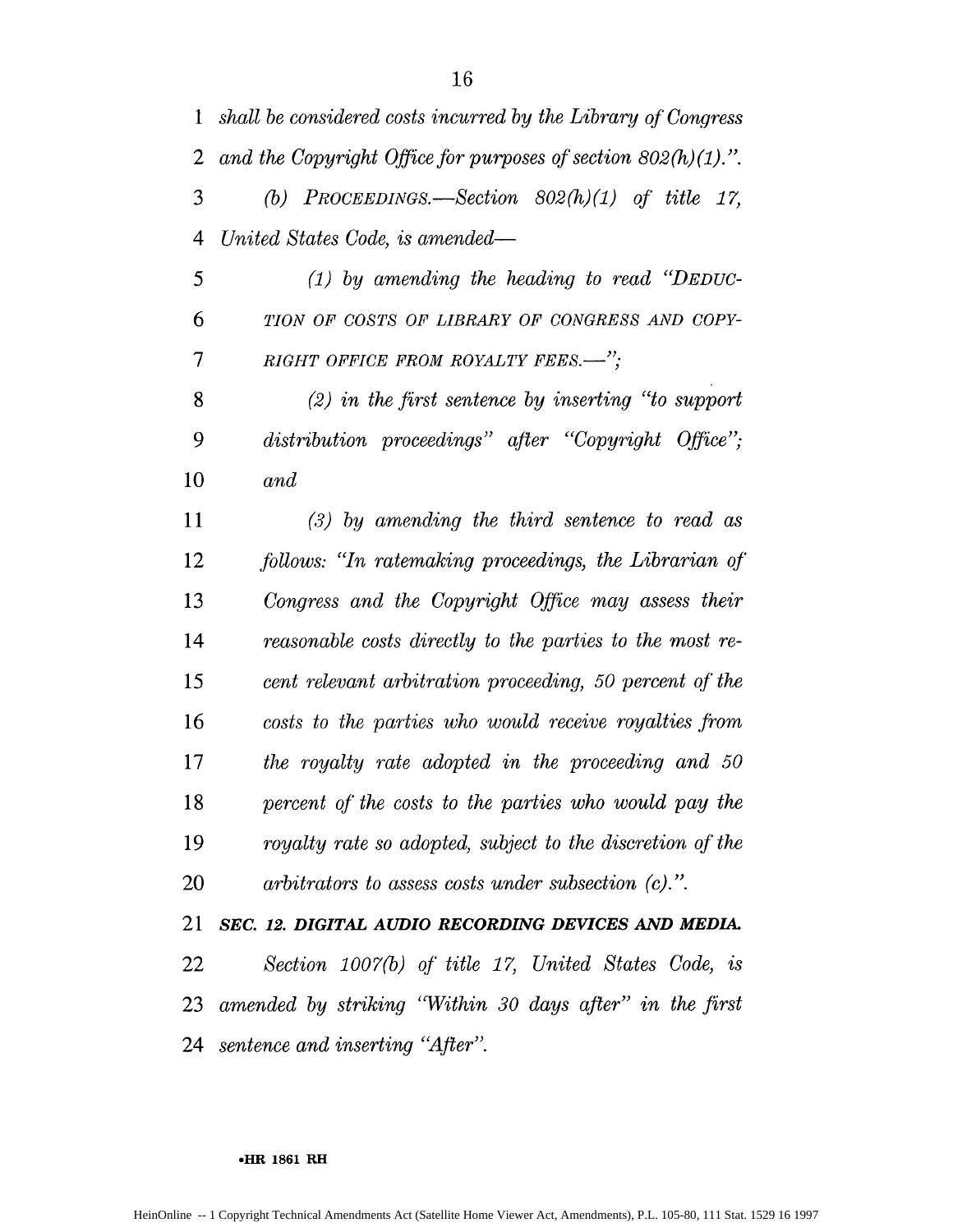*shall be considered costs incurred by the Library of Congress and the Copyright Office for purposes of section 802(h)(1).".*

*(b) PROCEEDINGS.—Section 802(h)(1) of title 17, United States Code, is amended—*

*(1) by amending the heading to read "DEDUCTION OF COSTS OF LIBRARY OF CONGRESS AND COPYRIGHT OFFICE FROM ROYALTY FEES.—";*

*(2) in the first sentence by inserting "to support distribution proceedings" after "Copyright Office"; and*

*(3) by amending the third sentence to read as follows: "In ratemaking proceedings, the Librarian of Congress and the Copyright Office may assess their reasonable costs directly to the parties to the most recent relevant arbitration proceeding, 50 percent of the costs to the parties who would receive royalties from the royalty rate adopted in the proceeding and 50 percent of the costs to the parties who would pay the royalty rate so adopted, subject to the discretion of the arbitrators to assess costs under subsection (c).".*

***SEC. 12. DIGITAL AUDIO RECORDING DEVICES AND MEDIA.***

*Section 1007(b) of title 17, United States Code, is amended by striking "Within 30 days after" in the first sentence and inserting "After".*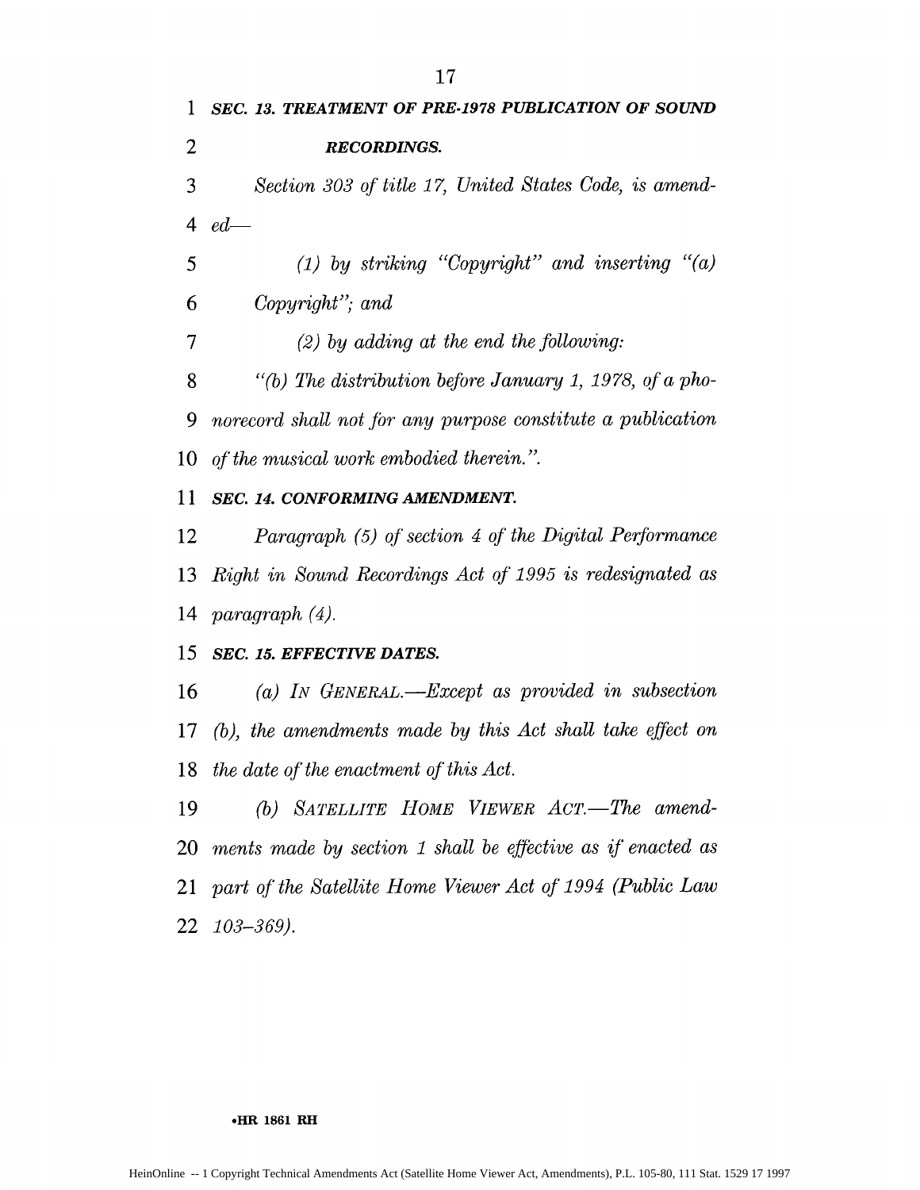***SEC. 13. TREATMENT OF PRE-1978 PUBLICATION OF SOUND RECORDINGS.***

*Section 303 of title 17, United States Code, is amended—*

*(1) by striking "Copyright" and inserting "(a) Copyright"; and*

*(2) by adding at the end the following:*

*"(b) The distribution before January 1, 1978, of a phonorecord shall not for any purpose constitute a publication of the musical work embodied therein.".*

***SEC. 14. CONFORMING AMENDMENT.***

*Paragraph (5) of section 4 of the Digital Performance Right in Sound Recordings Act of 1995 is redesignated as paragraph (4).*

***SEC. 15. EFFECTIVE DATES.***

*(a) IN GENERAL.—Except as provided in subsection (b), the amendments made by this Act shall take effect on the date of the enactment of this Act.*

*(b) SATELLITE HOME VIEWER ACT.—The amendments made by section 1 shall be effective as if enacted as part of the Satellite Home Viewer Act of 1994 (Public Law 103–369).*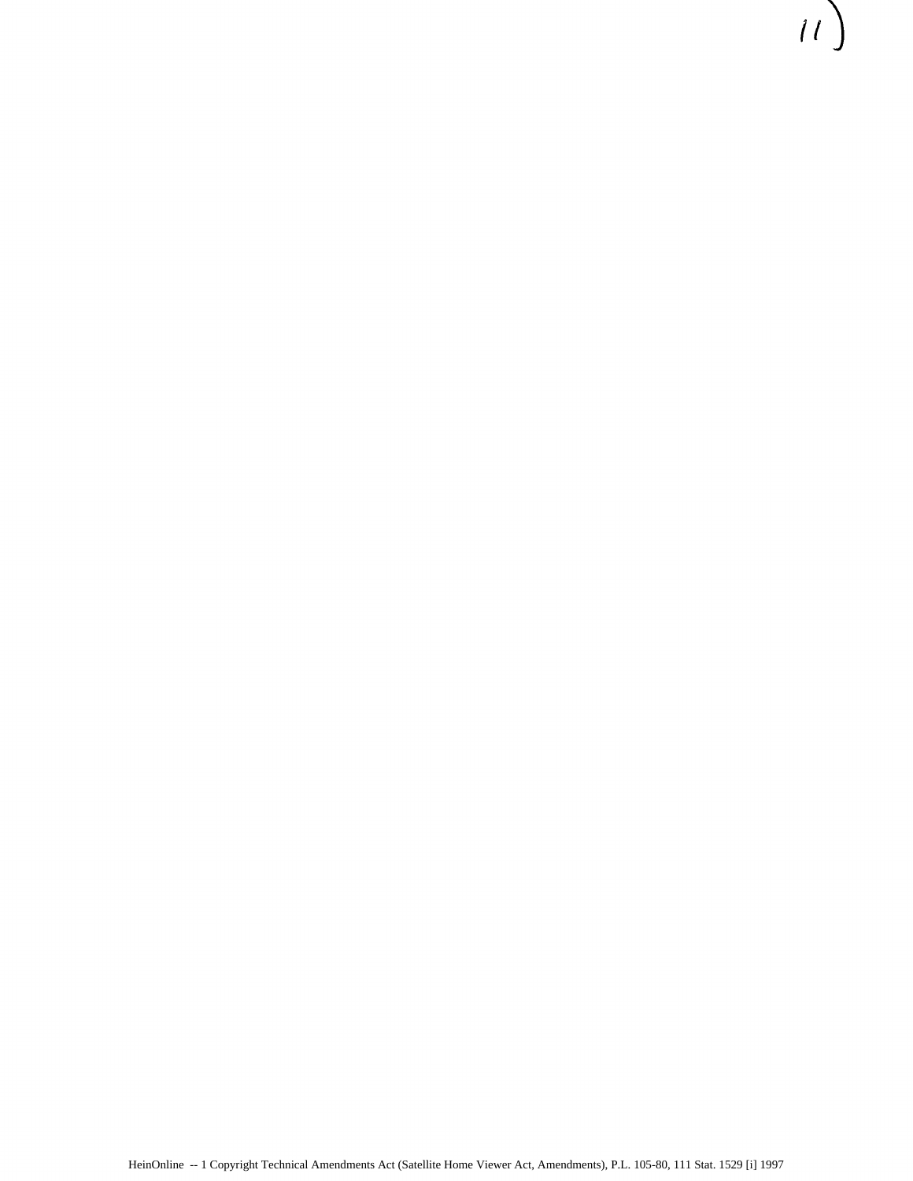11)